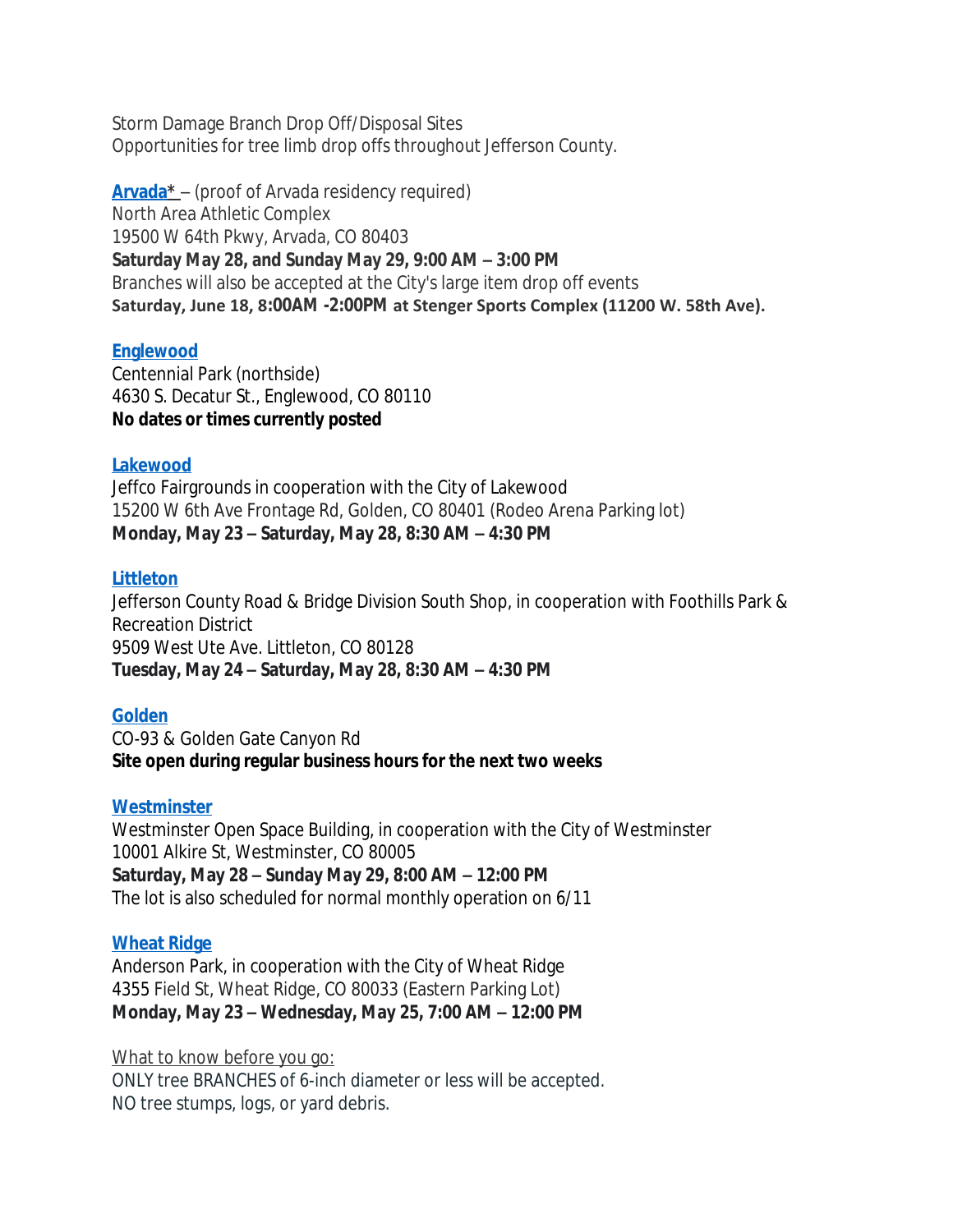Storm Damage Branch Drop Off/Disposal Sites
Opportunities for tree limb drop offs throughout Jefferson County.

**Arvada*** – (proof of Arvada residency required)
North Area Athletic Complex
19500 W 64th Pkwy, Arvada, CO 80403
**Saturday May 28, and Sunday May 29, 9:00 AM – 3:00 PM**
Branches will also be accepted at the City's large item drop off events
**Saturday, June 18, 8:00AM -2:00PM at Stenger Sports Complex (11200 W. 58th Ave).**

**Englewood**
Centennial Park (northside)
4630 S. Decatur St., Englewood, CO 80110
**No dates or times currently posted**

**Lakewood**
Jeffco Fairgrounds in cooperation with the City of Lakewood
15200 W 6th Ave Frontage Rd, Golden, CO 80401 (Rodeo Arena Parking lot)
**Monday, May 23 – Saturday, May 28, 8:30 AM – 4:30 PM**

**Littleton**
Jefferson County Road & Bridge Division South Shop, in cooperation with Foothills Park & Recreation District
9509 West Ute Ave. Littleton, CO 80128
**Tuesday, May 24 – Saturday, May 28, 8:30 AM – 4:30 PM**

**Golden**
CO-93 & Golden Gate Canyon Rd
**Site open during regular business hours for the next two weeks**

**Westminster**
Westminster Open Space Building, in cooperation with the City of Westminster
10001 Alkire St, Westminster, CO 80005
**Saturday, May 28 – Sunday May 29, 8:00 AM – 12:00 PM**
The lot is also scheduled for normal monthly operation on 6/11

**Wheat Ridge**
Anderson Park, in cooperation with the City of Wheat Ridge
4355 Field St, Wheat Ridge, CO 80033 (Eastern Parking Lot)
**Monday, May 23 – Wednesday, May 25, 7:00 AM – 12:00 PM**

What to know before you go:
ONLY tree BRANCHES of 6-inch diameter or less will be accepted.
NO tree stumps, logs, or yard debris.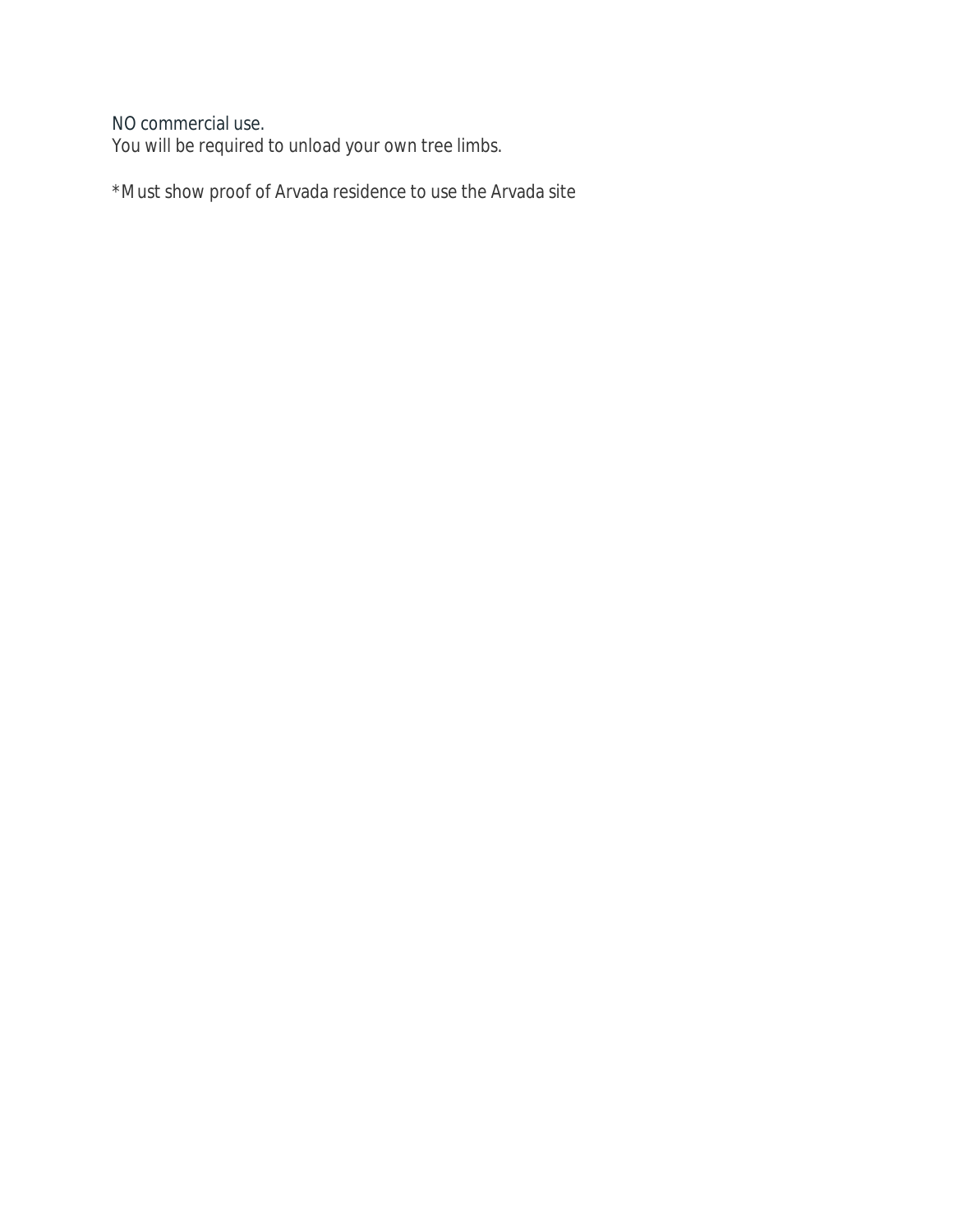NO commercial use.
You will be required to unload your own tree limbs.

*Must show proof of Arvada residence to use the Arvada site